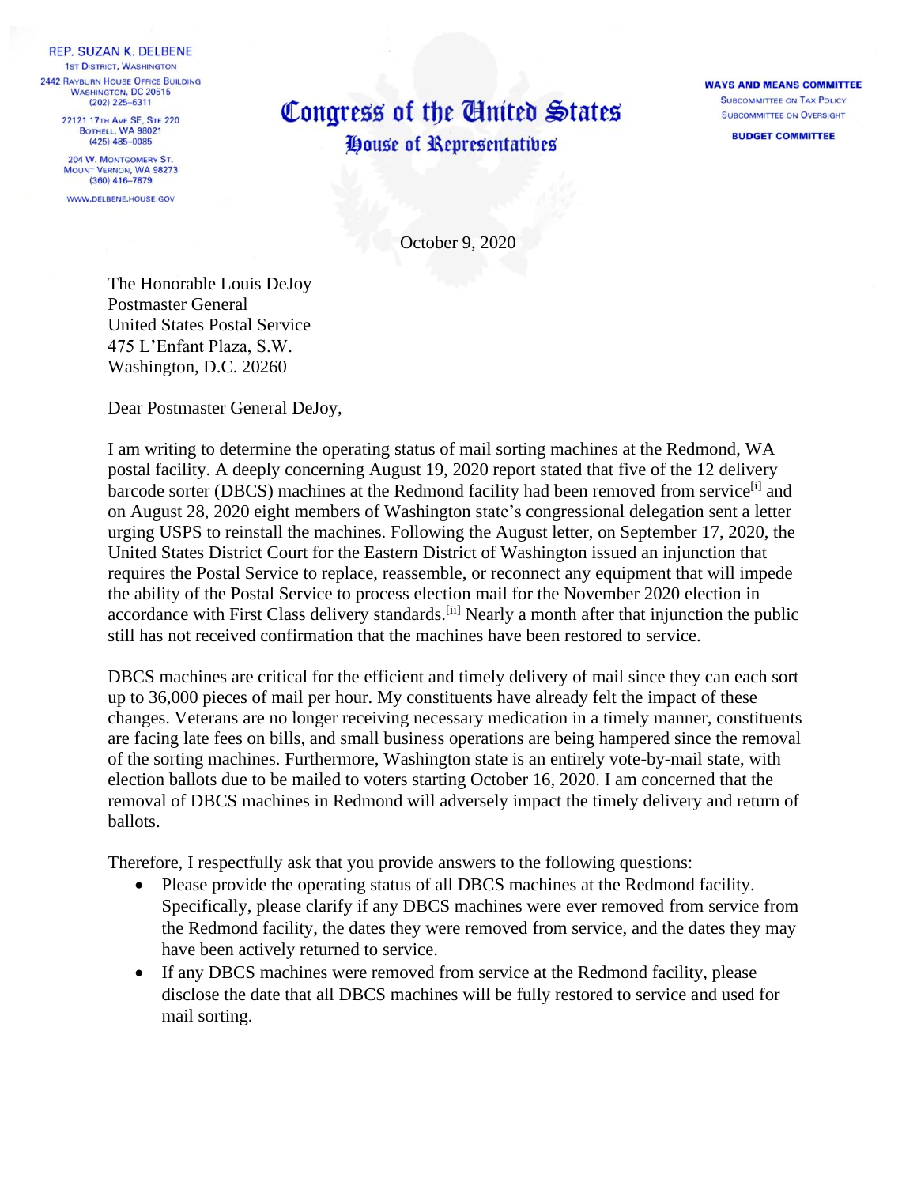REP. SUZAN K. DELBENE
1ST DISTRICT, WASHINGTON
2442 RAYBURN HOUSE OFFICE BUILDING
WASHINGTON, DC 20515
(202) 225–6311

22121 17TH AVE SE, STE 220
BOTHELL, WA 98021
(425) 485–0085

204 W. MONTGOMERY ST.
MOUNT VERNON, WA 98273
(360) 416–7879

WWW.DELBENE.HOUSE.GOV

# Congress of the United States
## House of Representatives

**WAYS AND MEANS COMMITTEE**
SUBCOMMITTEE ON TAX POLICY
SUBCOMMITTEE ON OVERSIGHT

**BUDGET COMMITTEE**

October 9, 2020

The Honorable Louis DeJoy
Postmaster General
United States Postal Service
475 L'Enfant Plaza, S.W.
Washington, D.C. 20260

Dear Postmaster General DeJoy,

I am writing to determine the operating status of mail sorting machines at the Redmond, WA postal facility. A deeply concerning August 19, 2020 report stated that five of the 12 delivery barcode sorter (DBCS) machines at the Redmond facility had been removed from service[i] and on August 28, 2020 eight members of Washington state's congressional delegation sent a letter urging USPS to reinstall the machines. Following the August letter, on September 17, 2020, the United States District Court for the Eastern District of Washington issued an injunction that requires the Postal Service to replace, reassemble, or reconnect any equipment that will impede the ability of the Postal Service to process election mail for the November 2020 election in accordance with First Class delivery standards.[ii] Nearly a month after that injunction the public still has not received confirmation that the machines have been restored to service.

DBCS machines are critical for the efficient and timely delivery of mail since they can each sort up to 36,000 pieces of mail per hour. My constituents have already felt the impact of these changes. Veterans are no longer receiving necessary medication in a timely manner, constituents are facing late fees on bills, and small business operations are being hampered since the removal of the sorting machines. Furthermore, Washington state is an entirely vote-by-mail state, with election ballots due to be mailed to voters starting October 16, 2020. I am concerned that the removal of DBCS machines in Redmond will adversely impact the timely delivery and return of ballots.

Therefore, I respectfully ask that you provide answers to the following questions:

- Please provide the operating status of all DBCS machines at the Redmond facility. Specifically, please clarify if any DBCS machines were ever removed from service from the Redmond facility, the dates they were removed from service, and the dates they may have been actively returned to service.
- If any DBCS machines were removed from service at the Redmond facility, please disclose the date that all DBCS machines will be fully restored to service and used for mail sorting.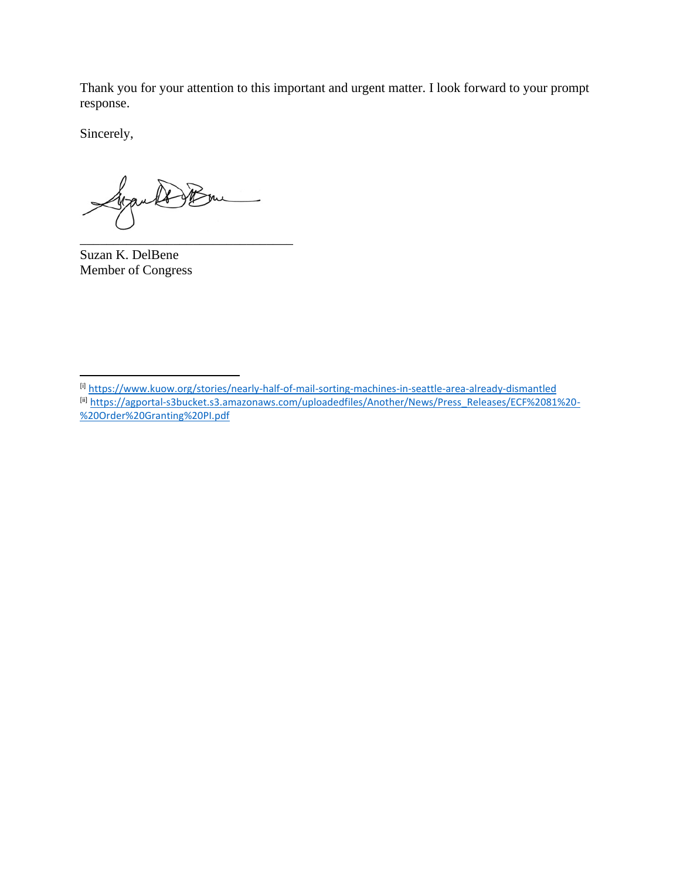Thank you for your attention to this important and urgent matter. I look forward to your prompt response.

Sincerely,

_________________________________

Suzan K. DelBene
Member of Congress

---

[i] https://www.kuow.org/stories/nearly-half-of-mail-sorting-machines-in-seattle-area-already-dismantled

[ii] https://agportal-s3bucket.s3.amazonaws.com/uploadedfiles/Another/News/Press_Releases/ECF%2081%20-%20Order%20Granting%20PI.pdf